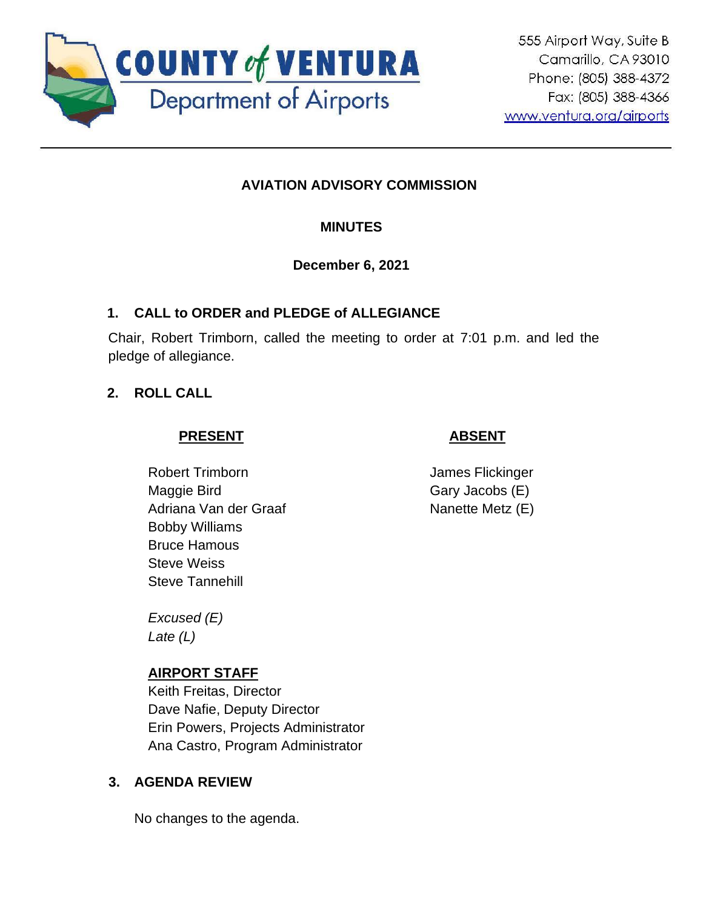COUNTY of VENTURA
Department of Airports

555 Airport Way, Suite B
Camarillo, CA 93010
Phone: (805) 388-4372
Fax: (805) 388-4366
www.ventura.org/airports

---

# AVIATION ADVISORY COMMISSION

## MINUTES

**December 6, 2021**

### 1. CALL to ORDER and PLEDGE of ALLEGIANCE

Chair, Robert Trimborn, called the meeting to order at 7:01 p.m. and led the pledge of allegiance.

### 2. ROLL CALL

| PRESENT | ABSENT |
| --- | --- |
| Robert Trimborn | James Flickinger |
| Maggie Bird | Gary Jacobs (E) |
| Adriana Van der Graaf | Nanette Metz (E) |
| Bobby Williams | |
| Bruce Hamous | |
| Steve Weiss | |
| Steve Tannehill | |

*Excused (E)*
*Late (L)*

**AIRPORT STAFF**
Keith Freitas, Director
Dave Nafie, Deputy Director
Erin Powers, Projects Administrator
Ana Castro, Program Administrator

### 3. AGENDA REVIEW

No changes to the agenda.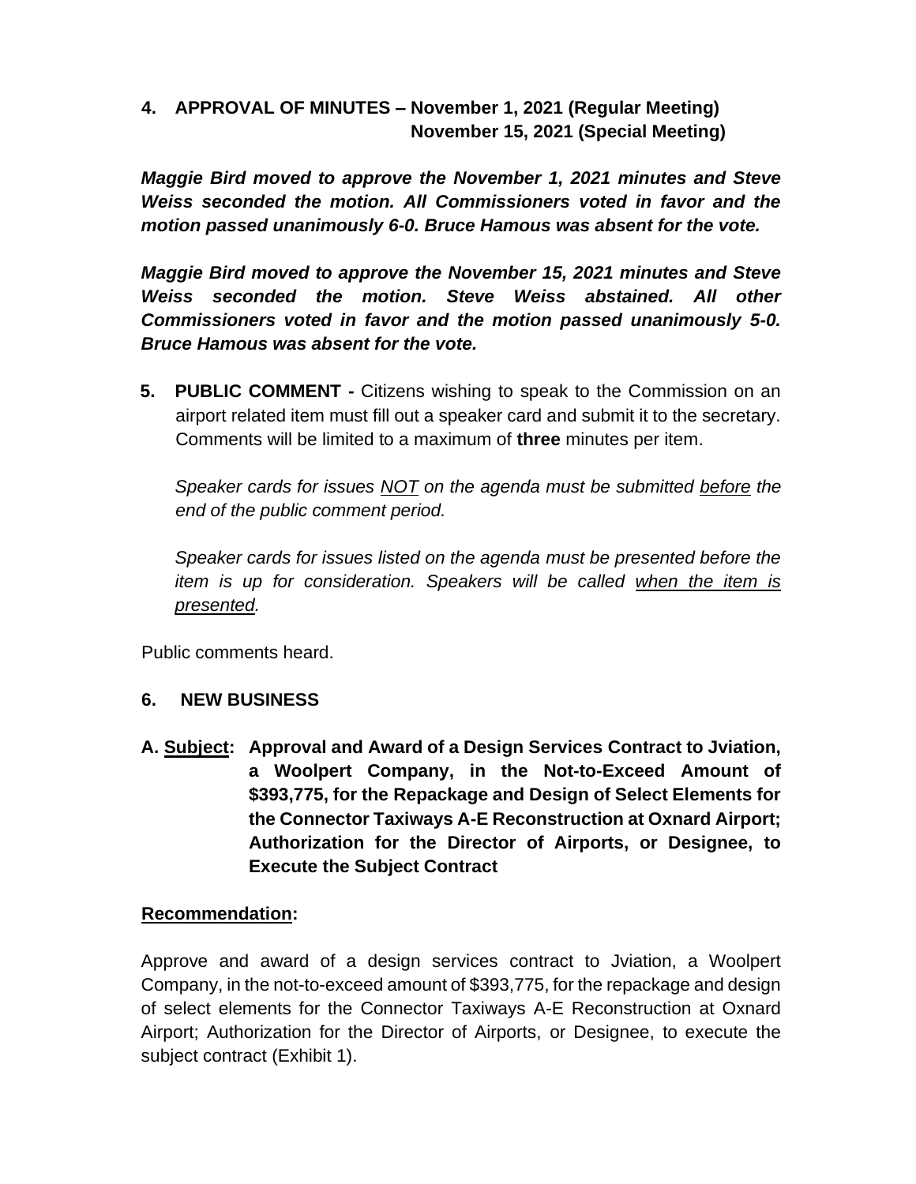## 4. APPROVAL OF MINUTES – November 1, 2021 (Regular Meeting)
## November 15, 2021 (Special Meeting)

***Maggie Bird moved to approve the November 1, 2021 minutes and Steve Weiss seconded the motion. All Commissioners voted in favor and the motion passed unanimously 6-0. Bruce Hamous was absent for the vote.***

***Maggie Bird moved to approve the November 15, 2021 minutes and Steve Weiss seconded the motion. Steve Weiss abstained. All other Commissioners voted in favor and the motion passed unanimously 5-0. Bruce Hamous was absent for the vote.***

**5. PUBLIC COMMENT -** Citizens wishing to speak to the Commission on an airport related item must fill out a speaker card and submit it to the secretary. Comments will be limited to a maximum of **three** minutes per item.

*Speaker cards for issues <u>NOT</u> on the agenda must be submitted <u>before</u> the end of the public comment period.*

*Speaker cards for issues listed on the agenda must be presented before the item is up for consideration. Speakers will be called <u>when the item is presented</u>.*

Public comments heard.

## 6. NEW BUSINESS

**A. <u>Subject</u>: Approval and Award of a Design Services Contract to Jviation, a Woolpert Company, in the Not-to-Exceed Amount of $393,775, for the Repackage and Design of Select Elements for the Connector Taxiways A-E Reconstruction at Oxnard Airport; Authorization for the Director of Airports, or Designee, to Execute the Subject Contract**

**<u>Recommendation</u>:**

Approve and award of a design services contract to Jviation, a Woolpert Company, in the not-to-exceed amount of $393,775, for the repackage and design of select elements for the Connector Taxiways A-E Reconstruction at Oxnard Airport; Authorization for the Director of Airports, or Designee, to execute the subject contract (Exhibit 1).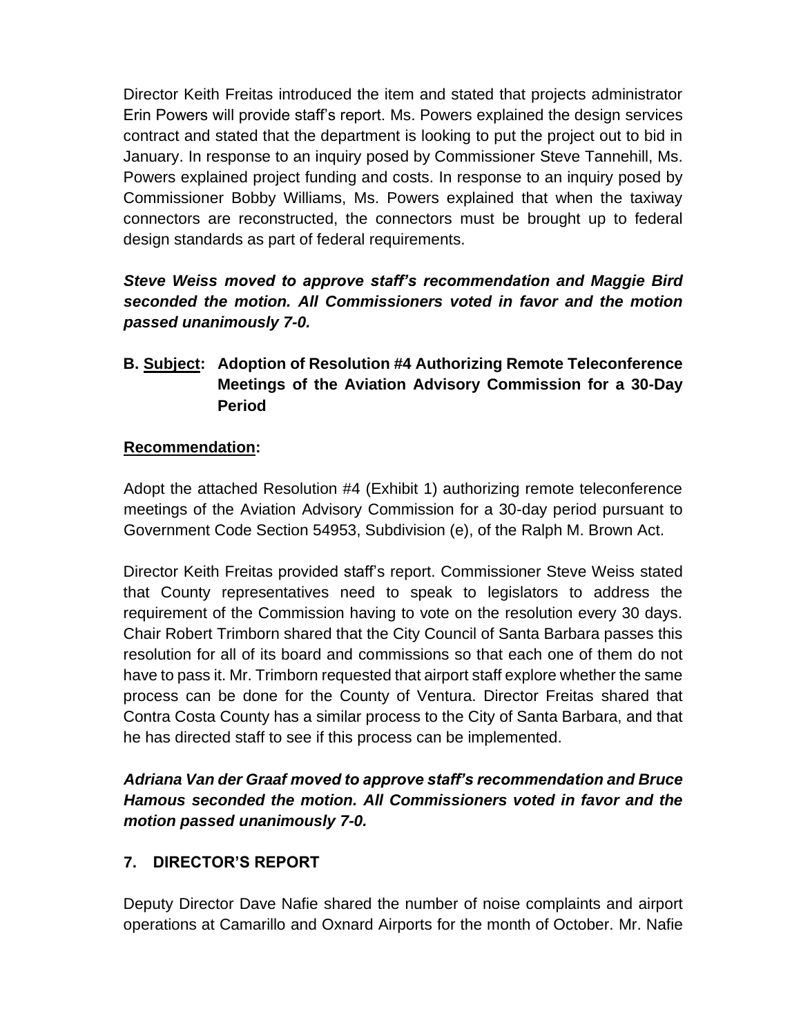Director Keith Freitas introduced the item and stated that projects administrator Erin Powers will provide staff's report. Ms. Powers explained the design services contract and stated that the department is looking to put the project out to bid in January. In response to an inquiry posed by Commissioner Steve Tannehill, Ms. Powers explained project funding and costs. In response to an inquiry posed by Commissioner Bobby Williams, Ms. Powers explained that when the taxiway connectors are reconstructed, the connectors must be brought up to federal design standards as part of federal requirements.

***Steve Weiss moved to approve staff's recommendation and Maggie Bird seconded the motion. All Commissioners voted in favor and the motion passed unanimously 7-0.***

**B. <u>Subject</u>: Adoption of Resolution #4 Authorizing Remote Teleconference Meetings of the Aviation Advisory Commission for a 30-Day Period**

**<u>Recommendation</u>:**

Adopt the attached Resolution #4 (Exhibit 1) authorizing remote teleconference meetings of the Aviation Advisory Commission for a 30-day period pursuant to Government Code Section 54953, Subdivision (e), of the Ralph M. Brown Act.

Director Keith Freitas provided staff's report. Commissioner Steve Weiss stated that County representatives need to speak to legislators to address the requirement of the Commission having to vote on the resolution every 30 days. Chair Robert Trimborn shared that the City Council of Santa Barbara passes this resolution for all of its board and commissions so that each one of them do not have to pass it. Mr. Trimborn requested that airport staff explore whether the same process can be done for the County of Ventura. Director Freitas shared that Contra Costa County has a similar process to the City of Santa Barbara, and that he has directed staff to see if this process can be implemented.

***Adriana Van der Graaf moved to approve staff's recommendation and Bruce Hamous seconded the motion. All Commissioners voted in favor and the motion passed unanimously 7-0.***

## 7. DIRECTOR'S REPORT

Deputy Director Dave Nafie shared the number of noise complaints and airport operations at Camarillo and Oxnard Airports for the month of October. Mr. Nafie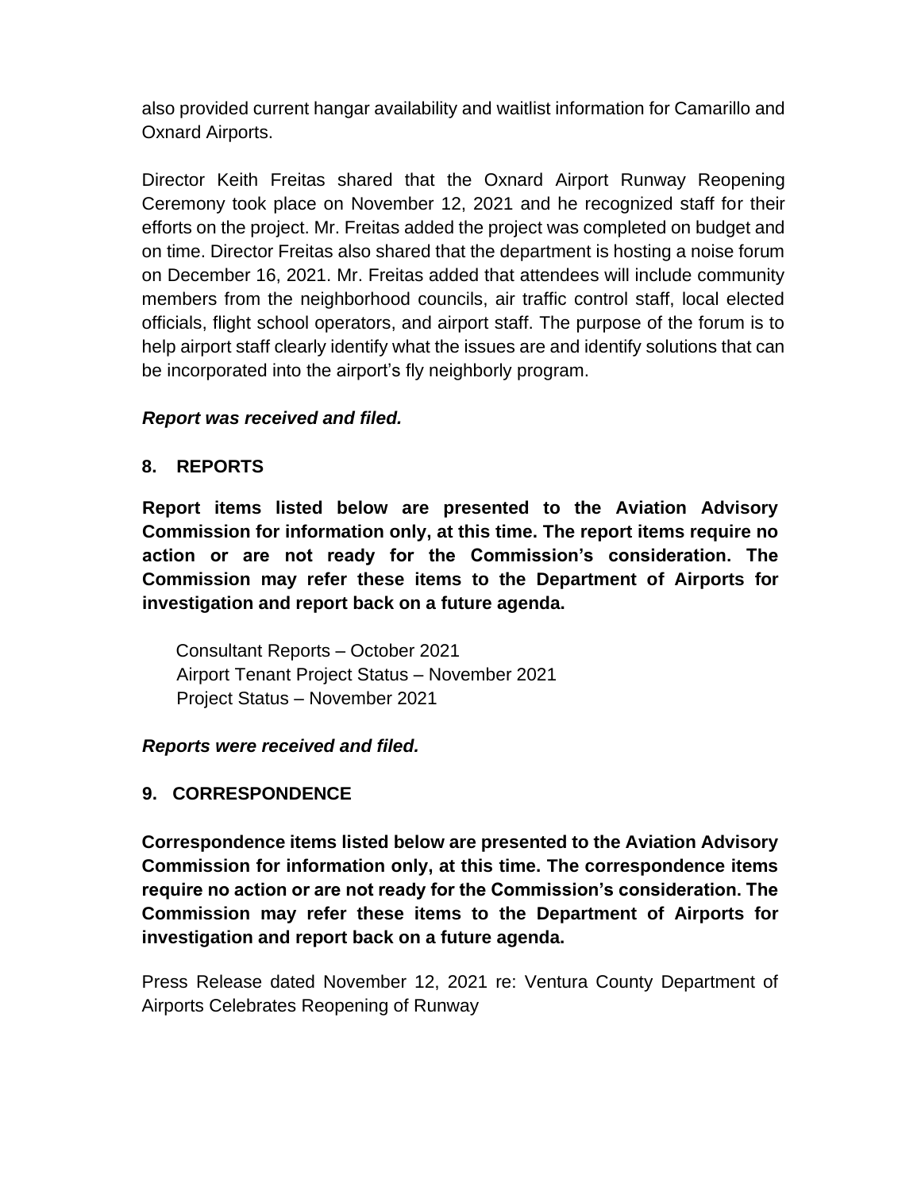also provided current hangar availability and waitlist information for Camarillo and Oxnard Airports.

Director Keith Freitas shared that the Oxnard Airport Runway Reopening Ceremony took place on November 12, 2021 and he recognized staff for their efforts on the project. Mr. Freitas added the project was completed on budget and on time. Director Freitas also shared that the department is hosting a noise forum on December 16, 2021. Mr. Freitas added that attendees will include community members from the neighborhood councils, air traffic control staff, local elected officials, flight school operators, and airport staff. The purpose of the forum is to help airport staff clearly identify what the issues are and identify solutions that can be incorporated into the airport's fly neighborly program.

***Report was received and filed.***

## 8. REPORTS

**Report items listed below are presented to the Aviation Advisory Commission for information only, at this time. The report items require no action or are not ready for the Commission's consideration. The Commission may refer these items to the Department of Airports for investigation and report back on a future agenda.**

Consultant Reports – October 2021
Airport Tenant Project Status – November 2021
Project Status – November 2021

***Reports were received and filed.***

## 9. CORRESPONDENCE

**Correspondence items listed below are presented to the Aviation Advisory Commission for information only, at this time. The correspondence items require no action or are not ready for the Commission's consideration. The Commission may refer these items to the Department of Airports for investigation and report back on a future agenda.**

Press Release dated November 12, 2021 re: Ventura County Department of Airports Celebrates Reopening of Runway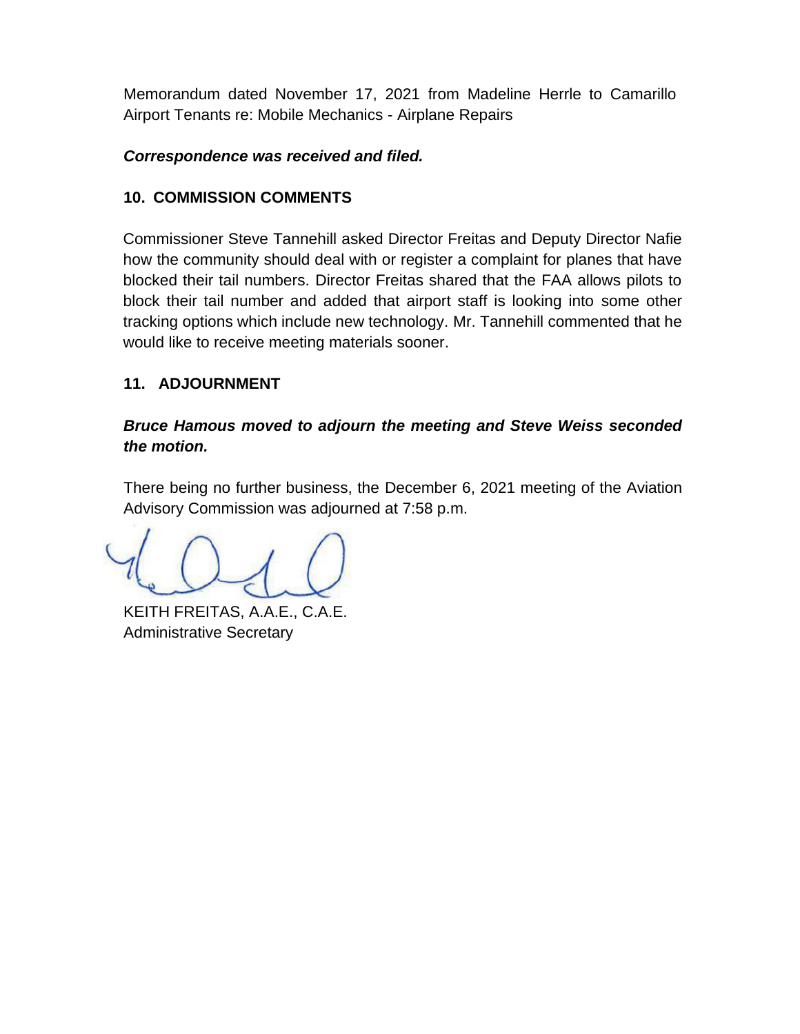Memorandum dated November 17, 2021 from Madeline Herrle to Camarillo Airport Tenants re: Mobile Mechanics - Airplane Repairs

***Correspondence was received and filed.***

## 10. COMMISSION COMMENTS

Commissioner Steve Tannehill asked Director Freitas and Deputy Director Nafie how the community should deal with or register a complaint for planes that have blocked their tail numbers. Director Freitas shared that the FAA allows pilots to block their tail number and added that airport staff is looking into some other tracking options which include new technology. Mr. Tannehill commented that he would like to receive meeting materials sooner.

## 11. ADJOURNMENT

***Bruce Hamous moved to adjourn the meeting and Steve Weiss seconded the motion.***

There being no further business, the December 6, 2021 meeting of the Aviation Advisory Commission was adjourned at 7:58 p.m.

KEITH FREITAS, A.A.E., C.A.E.
Administrative Secretary